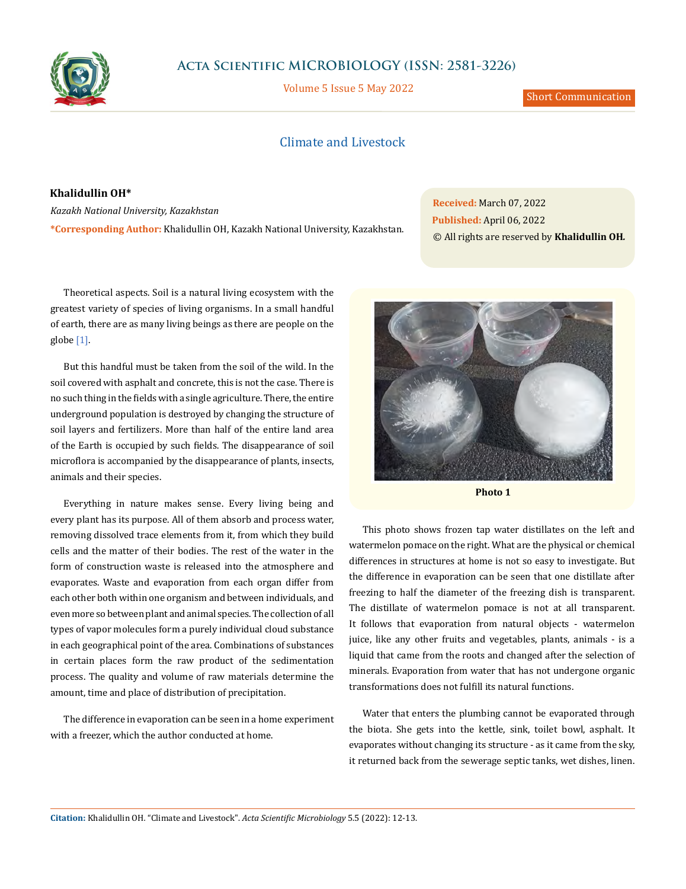# Climate and Livestock

**Khalidullin OH***

*Kazakh National University, Kazakhstan*

***Corresponding Author:** Khalidullin OH, Kazakh National University, Kazakhstan.

**Received:** March 07, 2022

**Published:** April 06, 2022

© All rights are reserved by **Khalidullin OH.**

Theoretical aspects. Soil is a natural living ecosystem with the greatest variety of species of living organisms. In a small handful of earth, there are as many living beings as there are people on the globe [1].

But this handful must be taken from the soil of the wild. In the soil covered with asphalt and concrete, this is not the case. There is no such thing in the fields with a single agriculture. There, the entire underground population is destroyed by changing the structure of soil layers and fertilizers. More than half of the entire land area of the Earth is occupied by such fields. The disappearance of soil microflora is accompanied by the disappearance of plants, insects, animals and their species.

Everything in nature makes sense. Every living being and every plant has its purpose. All of them absorb and process water, removing dissolved trace elements from it, from which they build cells and the matter of their bodies. The rest of the water in the form of construction waste is released into the atmosphere and evaporates. Waste and evaporation from each organ differ from each other both within one organism and between individuals, and even more so between plant and animal species. The collection of all types of vapor molecules form a purely individual cloud substance in each geographical point of the area. Combinations of substances in certain places form the raw product of the sedimentation process. The quality and volume of raw materials determine the amount, time and place of distribution of precipitation.

The difference in evaporation can be seen in a home experiment with a freezer, which the author conducted at home.

**Photo 1**

This photo shows frozen tap water distillates on the left and watermelon pomace on the right. What are the physical or chemical differences in structures at home is not so easy to investigate. But the difference in evaporation can be seen that one distillate after freezing to half the diameter of the freezing dish is transparent. The distillate of watermelon pomace is not at all transparent. It follows that evaporation from natural objects - watermelon juice, like any other fruits and vegetables, plants, animals - is a liquid that came from the roots and changed after the selection of minerals. Evaporation from water that has not undergone organic transformations does not fulfill its natural functions.

Water that enters the plumbing cannot be evaporated through the biota. She gets into the kettle, sink, toilet bowl, asphalt. It evaporates without changing its structure - as it came from the sky, it returned back from the sewerage septic tanks, wet dishes, linen.

**Citation:** Khalidullin OH. "Climate and Livestock". *Acta Scientific Microbiology* 5.5 (2022): 12-13.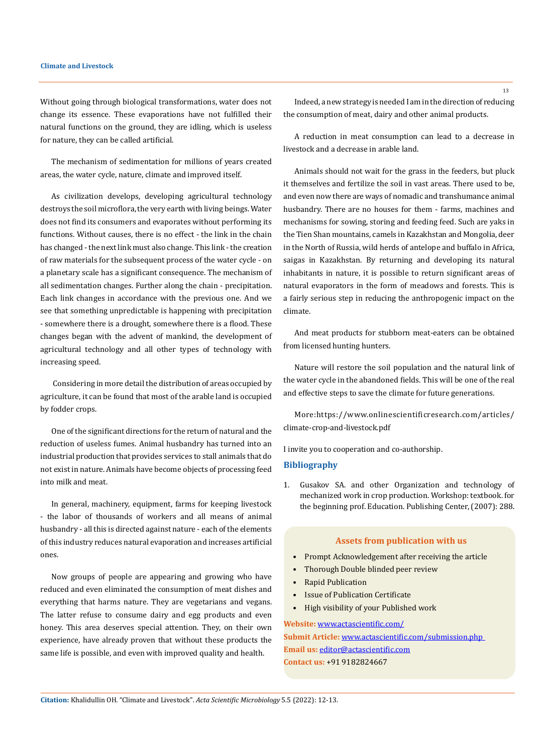Without going through biological transformations, water does not change its essence. These evaporations have not fulfilled their natural functions on the ground, they are idling, which is useless for nature, they can be called artificial.

The mechanism of sedimentation for millions of years created areas, the water cycle, nature, climate and improved itself.

As civilization develops, developing agricultural technology destroys the soil microflora, the very earth with living beings. Water does not find its consumers and evaporates without performing its functions. Without causes, there is no effect - the link in the chain has changed - the next link must also change. This link - the creation of raw materials for the subsequent process of the water cycle - on a planetary scale has a significant consequence. The mechanism of all sedimentation changes. Further along the chain - precipitation. Each link changes in accordance with the previous one. And we see that something unpredictable is happening with precipitation - somewhere there is a drought, somewhere there is a flood. These changes began with the advent of mankind, the development of agricultural technology and all other types of technology with increasing speed.

Considering in more detail the distribution of areas occupied by agriculture, it can be found that most of the arable land is occupied by fodder crops.

One of the significant directions for the return of natural and the reduction of useless fumes. Animal husbandry has turned into an industrial production that provides services to stall animals that do not exist in nature. Animals have become objects of processing feed into milk and meat.

In general, machinery, equipment, farms for keeping livestock - the labor of thousands of workers and all means of animal husbandry - all this is directed against nature - each of the elements of this industry reduces natural evaporation and increases artificial ones.

Now groups of people are appearing and growing who have reduced and even eliminated the consumption of meat dishes and everything that harms nature. They are vegetarians and vegans. The latter refuse to consume dairy and egg products and even honey. This area deserves special attention. They, on their own experience, have already proven that without these products the same life is possible, and even with improved quality and health.

Indeed, a new strategy is needed I am in the direction of reducing the consumption of meat, dairy and other animal products.

A reduction in meat consumption can lead to a decrease in livestock and a decrease in arable land.

Animals should not wait for the grass in the feeders, but pluck it themselves and fertilize the soil in vast areas. There used to be, and even now there are ways of nomadic and transhumance animal husbandry. There are no houses for them - farms, machines and mechanisms for sowing, storing and feeding feed. Such are yaks in the Tien Shan mountains, camels in Kazakhstan and Mongolia, deer in the North of Russia, wild herds of antelope and buffalo in Africa, saigas in Kazakhstan. By returning and developing its natural inhabitants in nature, it is possible to return significant areas of natural evaporators in the form of meadows and forests. This is a fairly serious step in reducing the anthropogenic impact on the climate.

And meat products for stubborn meat-eaters can be obtained from licensed hunting hunters.

Nature will restore the soil population and the natural link of the water cycle in the abandoned fields. This will be one of the real and effective steps to save the climate for future generations.

More:https://www.onlinescientificresearch.com/articles/climate-crop-and-livestock.pdf

I invite you to cooperation and co-authorship.

## Bibliography

1. Gusakov SA. and other Organization and technology of mechanized work in crop production. Workshop: textbook. for the beginning prof. Education. Publishing Center, (2007): 288.

**Assets from publication with us**

- Prompt Acknowledgement after receiving the article
- Thorough Double blinded peer review
- Rapid Publication
- Issue of Publication Certificate
- High visibility of your Published work

**Website:** www.actascientific.com/
**Submit Article:** www.actascientific.com/submission.php
**Email us:** editor@actascientific.com
**Contact us:** +91 9182824667

**Citation:** Khalidullin OH. "Climate and Livestock". *Acta Scientific Microbiology* 5.5 (2022): 12-13.